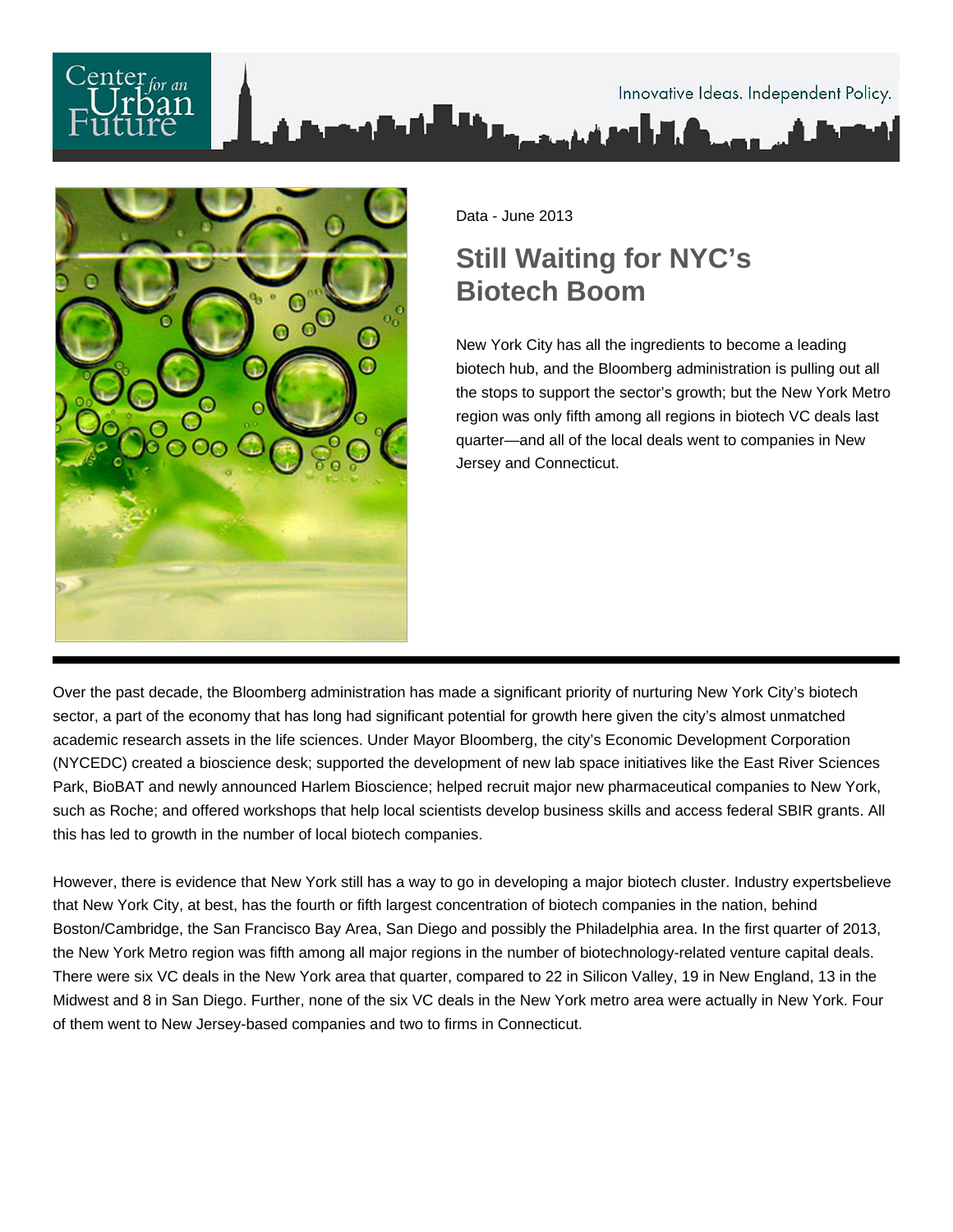Data - June 2013

# Still Waiting for NYC's Biotech Boom

New York City has all the ingredients to become a leading biotech hub, and the Bloomberg administration is pulling out all the stops to support the sector's growth; but the New York Metro region was only fifth among all regions in biotech VC deals last quarter—and all of the local deals went to companies in New Jersey and Connecticut.

Over the past decade, the Bloomberg administration has made a significant priority of nurturing New York City's biotech sector, a part of the economy that has long had significant potential for growth here given the city's almost unmatched academic research assets in the life sciences. Under Mayor Bloomberg, the city's Economic Development Corporation (NYCEDC) created a bioscience desk; supported the development of new lab space initiatives like the East River Sciences Park, BioBAT and newly announced Harlem Bioscience; helped recruit major new pharmaceutical companies to New York, such as Roche; and offered workshops that help local scientists develop business skills and access federal SBIR grants. All this has led to growth in the number of local biotech companies.

However, there is evidence that New York still has a way to go in developing a major biotech cluster. Industry expertsbelieve that New York City, at best, has the fourth or fifth largest concentration of biotech companies in the nation, behind Boston/Cambridge, the San Francisco Bay Area, San Diego and possibly the Philadelphia area. In the first quarter of 2013, the New York Metro region was fifth among all major regions in the number of biotechnology-related venture capital deals. There were six VC deals in the New York area that quarter, compared to 22 in Silicon Valley, 19 in New England, 13 in the Midwest and 8 in San Diego. Further, none of the six VC deals in the New York metro area were actually in New York. Four of them went to New Jersey-based companies and two to firms in Connecticut.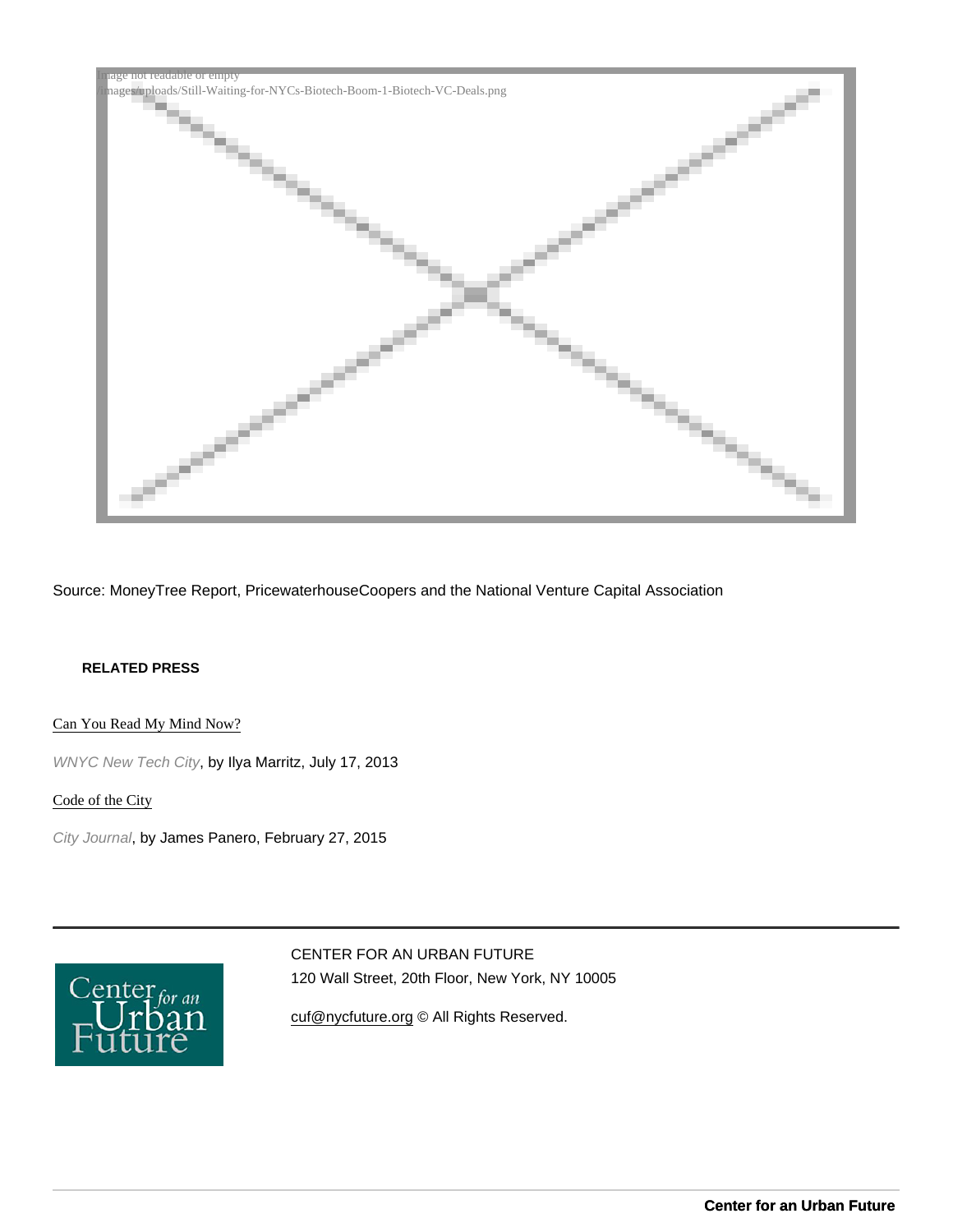Source: MoneyTree Report, PricewaterhouseCoopers and the National Venture Capital Association

**RELATED PRESS**

Can You Read My Mind Now?

*WNYC New Tech City*, by Ilya Marritz, July 17, 2013

Code of the City

*City Journal*, by James Panero, February 27, 2015

CENTER FOR AN URBAN FUTURE
120 Wall Street, 20th Floor, New York, NY 10005

cuf@nycfuture.org © All Rights Reserved.